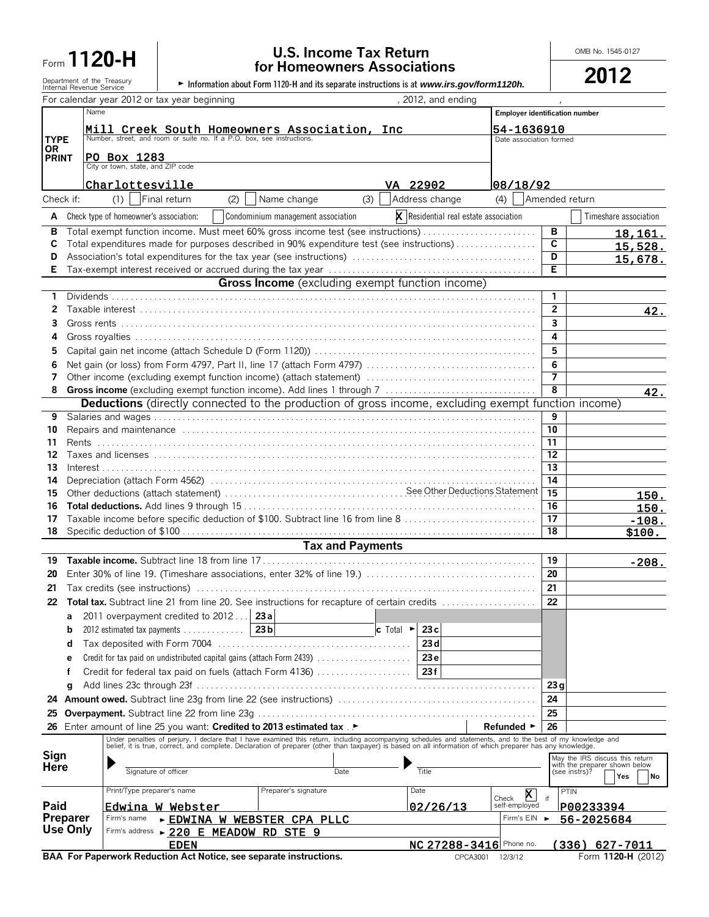# Form 1120-H

**U.S. Income Tax Return for Homeowners Associations**

OMB No. 1545-0127

**2012**

Department of the Treasury
Internal Revenue Service

► Information about Form 1120-H and its separate instructions is at *www.irs.gov/form1120h.*

For calendar year 2012 or tax year beginning , 2012, and ending ,

| TYPE OR PRINT | |
|---|---|
| Name | Mill Creek South Homeowners Association, Inc |
| Number, street, and room or suite no. If a P.O. box, see instructions. | PO Box 1283 |
| City or town, state, and ZIP code | Charlottesville VA 22902 |
| Employer identification number | 54-1636910 |
| Date association formed | 08/18/92 |

Check if: (1) ☐ Final return (2) ☐ Name change (3) ☐ Address change (4) ☐ Amended return

**A** Check type of homeowner's association: ☐ Condominium management association ☒ Residential real estate association ☐ Timeshare association

| | | | |
|---|---|---|---|
| **B** | Total exempt function income. Must meet 60% gross income test (see instructions) | B | 18,161. |
| **C** | Total expenditures made for purposes described in 90% expenditure test (see instructions) | C | 15,528. |
| **D** | Association's total expenditures for the tax year (see instructions) | D | 15,678. |
| **E** | Tax-exempt interest received or accrued during the tax year | E | |

## Gross Income (excluding exempt function income)

| | | | |
|---|---|---|---|
| 1 | Dividends | 1 | |
| 2 | Taxable interest | 2 | 42. |
| 3 | Gross rents | 3 | |
| 4 | Gross royalties | 4 | |
| 5 | Capital gain net income (attach Schedule D (Form 1120)) | 5 | |
| 6 | Net gain (or loss) from Form 4797, Part II, line 17 (attach Form 4797) | 6 | |
| 7 | Other income (excluding exempt function income) (attach statement) | 7 | |
| 8 | **Gross income** (excluding exempt function income). Add lines 1 through 7 | 8 | 42. |

## Deductions (directly connected to the production of gross income, excluding exempt function income)

| | | | |
|---|---|---|---|
| 9 | Salaries and wages | 9 | |
| 10 | Repairs and maintenance | 10 | |
| 11 | Rents | 11 | |
| 12 | Taxes and licenses | 12 | |
| 13 | Interest | 13 | |
| 14 | Depreciation (attach Form 4562) | 14 | |
| 15 | Other deductions (attach statement) See Other Deductions Statement | 15 | 150. |
| 16 | **Total deductions.** Add lines 9 through 15 | 16 | 150. |
| 17 | Taxable income before specific deduction of $100. Subtract line 16 from line 8 | 17 | -108. |
| 18 | Specific deduction of $100 | 18 | $100. |

## Tax and Payments

| | | | | | |
|---|---|---|---|---|---|
| 19 | **Taxable income.** Subtract line 18 from line 17 | | | 19 | -208. |
| 20 | Enter 30% of line 19. (Timeshare associations, enter 32% of line 19.) | | | 20 | |
| 21 | Tax credits (see instructions) | | | 21 | |
| 22 | **Total tax.** Subtract line 21 from line 20. See instructions for recapture of certain credits | | | 22 | |
| a | 2011 overpayment credited to 2012 | 23a | | | |
| b | 2012 estimated tax payments | 23b | c Total ► 23c | | |
| d | Tax deposited with Form 7004 | 23d | | | |
| e | Credit for tax paid on undistributed capital gains (attach Form 2439) | 23e | | | |
| f | Credit for federal tax paid on fuels (attach Form 4136) | 23f | | | |
| g | Add lines 23c through 23f | | | 23g | |
| 24 | **Amount owed.** Subtract line 23g from line 22 (see instructions) | | | 24 | |
| 25 | **Overpayment.** Subtract line 22 from line 23g | | | 25 | |
| 26 | Enter amount of line 25 you want: **Credited to 2013 estimated tax** ► | | **Refunded** ► | 26 | |

**Sign Here**

Under penalties of perjury, I declare that I have examined this return, including accompanying schedules and statements, and to the best of my knowledge and belief, it is true, correct, and complete. Declaration of preparer (other than taxpayer) is based on all information of which preparer has any knowledge.

Signature of officer | Date | Title

May the IRS discuss this return with the preparer shown below (see instrs)? ☐ Yes ☐ No

**Paid Preparer Use Only**

| | |
|---|---|
| Print/Type preparer's name | Edwina W Webster |
| Preparer's signature | |
| Date | 02/26/13 |
| Check if self-employed | ☒ |
| PTIN | P00233394 |
| Firm's name | ► EDWINA W WEBSTER CPA PLLC |
| Firm's EIN | ► 56-2025684 |
| Firm's address | ► 220 E MEADOW RD STE 9, EDEN NC 27288-3416 |
| Phone no. | (336) 627-7011 |

**BAA For Paperwork Reduction Act Notice, see separate instructions.** CPCA3001 12/3/12 Form **1120-H** (2012)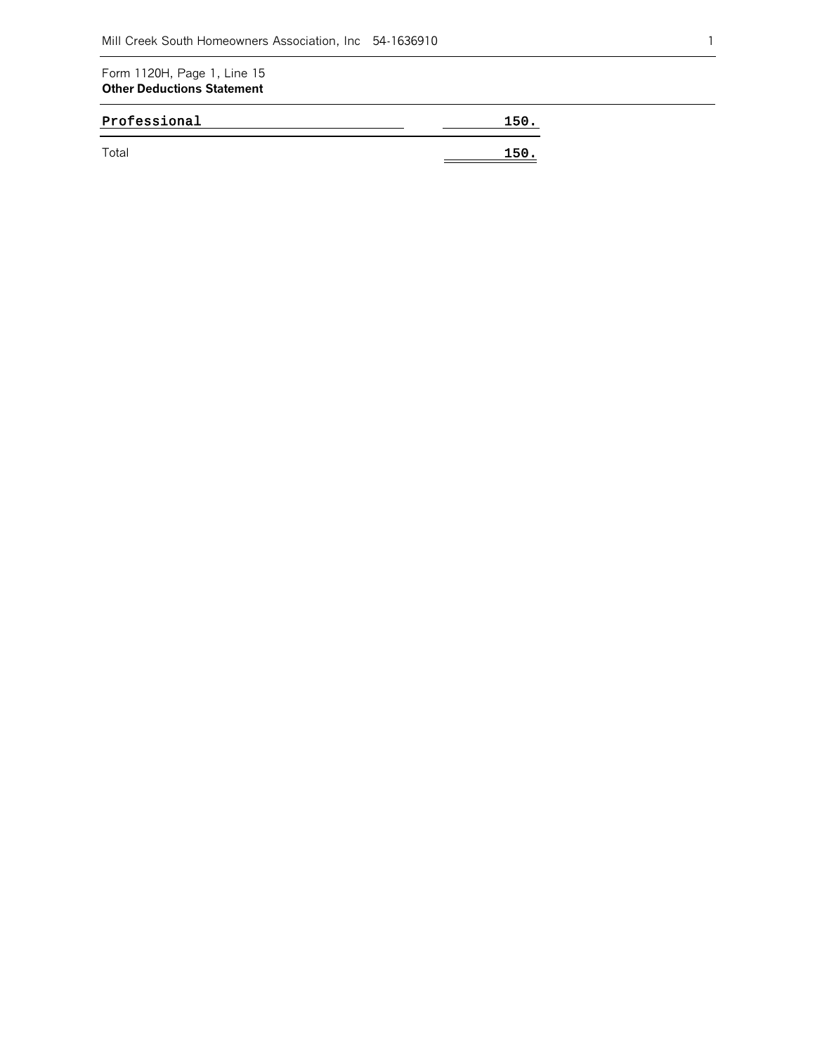Form 1120H, Page 1, Line 15
**Other Deductions Statement**

| | |
|---|---|
| Professional | 150. |
| Total | 150. |